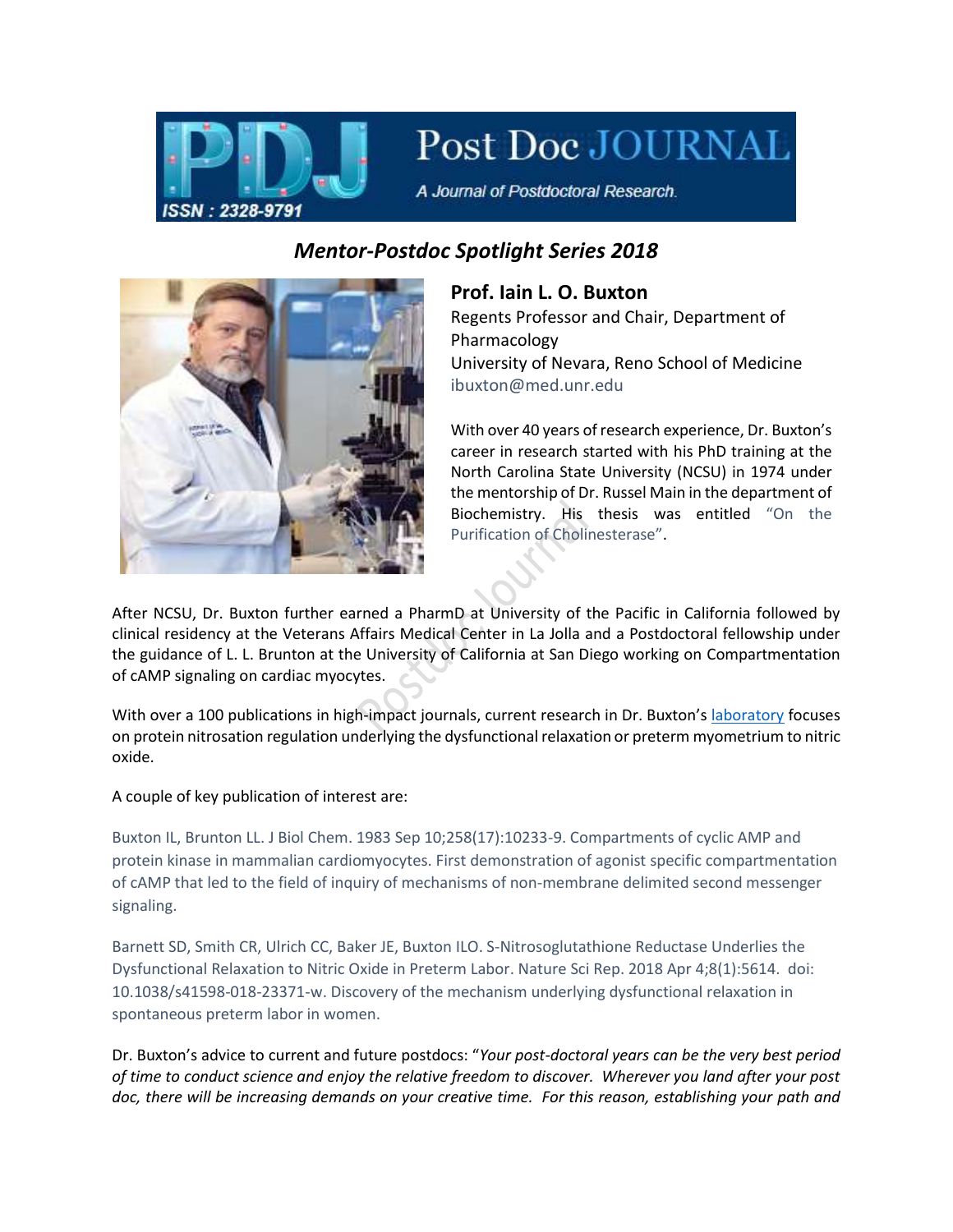# Mentor-Postdoc Spotlight Series 2018

## Prof. Iain L. O. Buxton

Regents Professor and Chair, Department of Pharmacology
University of Nevara, Reno School of Medicine
ibuxton@med.unr.edu

With over 40 years of research experience, Dr. Buxton's career in research started with his PhD training at the North Carolina State University (NCSU) in 1974 under the mentorship of Dr. Russel Main in the department of Biochemistry. His thesis was entitled "On the Purification of Cholinesterase".

After NCSU, Dr. Buxton further earned a PharmD at University of the Pacific in California followed by clinical residency at the Veterans Affairs Medical Center in La Jolla and a Postdoctoral fellowship under the guidance of L. L. Brunton at the University of California at San Diego working on Compartmentation of cAMP signaling on cardiac myocytes.

With over a 100 publications in high-impact journals, current research in Dr. Buxton's laboratory focuses on protein nitrosation regulation underlying the dysfunctional relaxation or preterm myometrium to nitric oxide.

A couple of key publication of interest are:

Buxton IL, Brunton LL. J Biol Chem. 1983 Sep 10;258(17):10233-9. Compartments of cyclic AMP and protein kinase in mammalian cardiomyocytes. First demonstration of agonist specific compartmentation of cAMP that led to the field of inquiry of mechanisms of non-membrane delimited second messenger signaling.

Barnett SD, Smith CR, Ulrich CC, Baker JE, Buxton ILO. S-Nitrosoglutathione Reductase Underlies the Dysfunctional Relaxation to Nitric Oxide in Preterm Labor. Nature Sci Rep. 2018 Apr 4;8(1):5614. doi: 10.1038/s41598-018-23371-w. Discovery of the mechanism underlying dysfunctional relaxation in spontaneous preterm labor in women.

Dr. Buxton's advice to current and future postdocs: "*Your post-doctoral years can be the very best period of time to conduct science and enjoy the relative freedom to discover. Wherever you land after your post doc, there will be increasing demands on your creative time. For this reason, establishing your path and*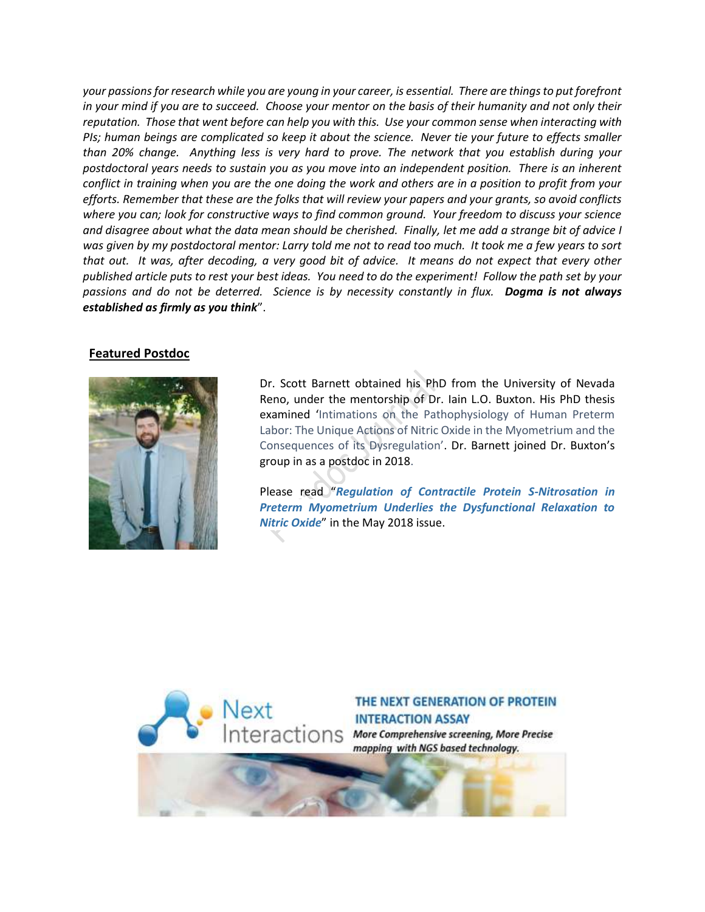*your passions for research while you are young in your career, is essential. There are things to put forefront in your mind if you are to succeed. Choose your mentor on the basis of their humanity and not only their reputation. Those that went before can help you with this. Use your common sense when interacting with PIs; human beings are complicated so keep it about the science. Never tie your future to effects smaller than 20% change. Anything less is very hard to prove. The network that you establish during your postdoctoral years needs to sustain you as you move into an independent position. There is an inherent conflict in training when you are the one doing the work and others are in a position to profit from your efforts. Remember that these are the folks that will review your papers and your grants, so avoid conflicts where you can; look for constructive ways to find common ground. Your freedom to discuss your science and disagree about what the data mean should be cherished. Finally, let me add a strange bit of advice I was given by my postdoctoral mentor: Larry told me not to read too much. It took me a few years to sort that out. It was, after decoding, a very good bit of advice. It means do not expect that every other published article puts to rest your best ideas. You need to do the experiment! Follow the path set by your passions and do not be deterred. Science is by necessity constantly in flux.* ***Dogma is not always established as firmly as you think***".

## Featured Postdoc

Dr. Scott Barnett obtained his PhD from the University of Nevada Reno, under the mentorship of Dr. Iain L.O. Buxton. His PhD thesis examined 'Intimations on the Pathophysiology of Human Preterm Labor: The Unique Actions of Nitric Oxide in the Myometrium and the Consequences of its Dysregulation'. Dr. Barnett joined Dr. Buxton's group in as a postdoc in 2018.

Please read "***Regulation of Contractile Protein S-Nitrosation in Preterm Myometrium Underlies the Dysfunctional Relaxation to Nitric Oxide***" in the May 2018 issue.

Next Interactions

THE NEXT GENERATION OF PROTEIN INTERACTION ASSAY

*More Comprehensive screening, More Precise mapping with NGS based technology.*